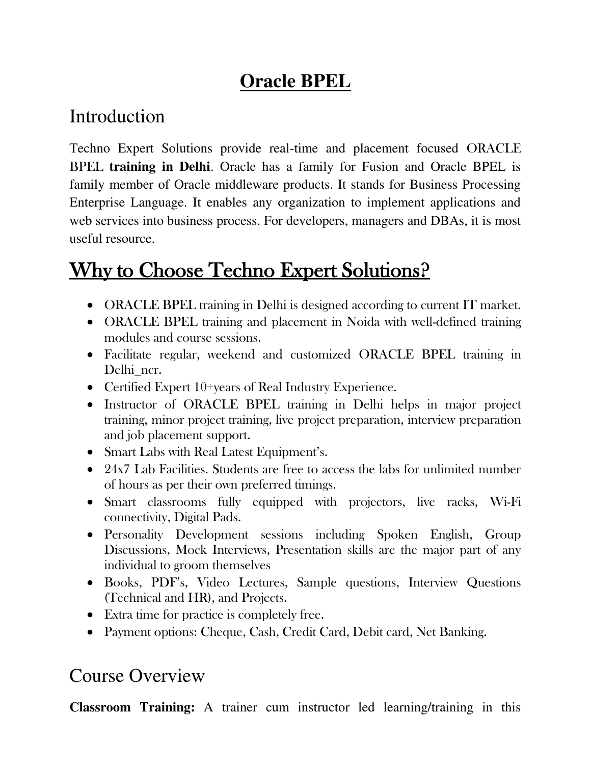# Oracle BPEL

## Introduction

Techno Expert Solutions provide real-time and placement focused ORACLE BPEL **training in Delhi**. Oracle has a family for Fusion and Oracle BPEL is family member of Oracle middleware products. It stands for Business Processing Enterprise Language. It enables any organization to implement applications and web services into business process. For developers, managers and DBAs, it is most useful resource.

## Why to Choose Techno Expert Solutions?

- ORACLE BPEL training in Delhi is designed according to current IT market.
- ORACLE BPEL training and placement in Noida with well-defined training modules and course sessions.
- Facilitate regular, weekend and customized ORACLE BPEL training in Delhi_ncr.
- Certified Expert 10+years of Real Industry Experience.
- Instructor of ORACLE BPEL training in Delhi helps in major project training, minor project training, live project preparation, interview preparation and job placement support.
- Smart Labs with Real Latest Equipment's.
- 24x7 Lab Facilities. Students are free to access the labs for unlimited number of hours as per their own preferred timings.
- Smart classrooms fully equipped with projectors, live racks, Wi-Fi connectivity, Digital Pads.
- Personality Development sessions including Spoken English, Group Discussions, Mock Interviews, Presentation skills are the major part of any individual to groom themselves
- Books, PDF's, Video Lectures, Sample questions, Interview Questions (Technical and HR), and Projects.
- Extra time for practice is completely free.
- Payment options: Cheque, Cash, Credit Card, Debit card, Net Banking.

## Course Overview

**Classroom Training:** A trainer cum instructor led learning/training in this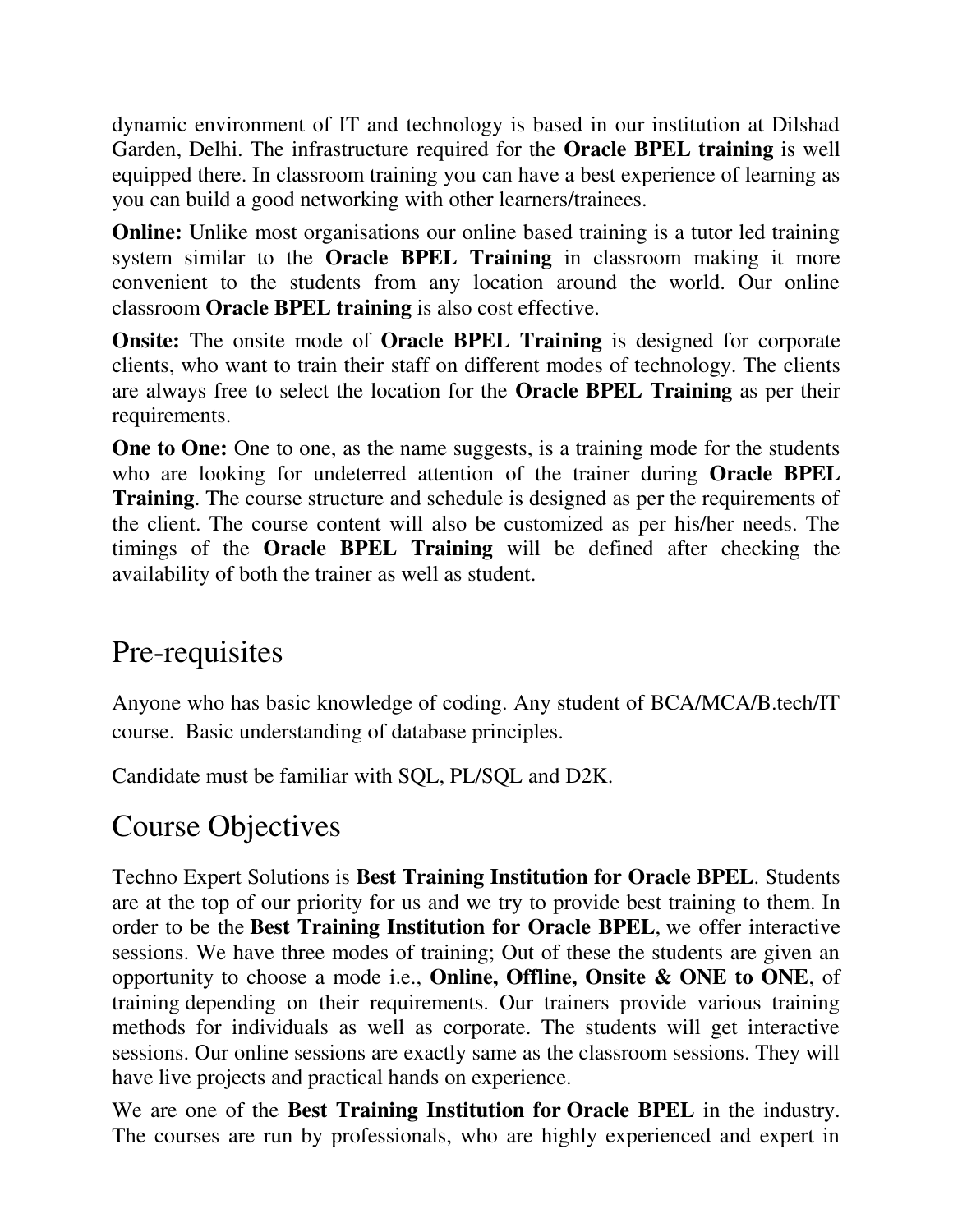dynamic environment of IT and technology is based in our institution at Dilshad Garden, Delhi. The infrastructure required for the **Oracle BPEL training** is well equipped there. In classroom training you can have a best experience of learning as you can build a good networking with other learners/trainees.

**Online:** Unlike most organisations our online based training is a tutor led training system similar to the **Oracle BPEL Training** in classroom making it more convenient to the students from any location around the world. Our online classroom **Oracle BPEL training** is also cost effective.

**Onsite:** The onsite mode of **Oracle BPEL Training** is designed for corporate clients, who want to train their staff on different modes of technology. The clients are always free to select the location for the **Oracle BPEL Training** as per their requirements.

**One to One:** One to one, as the name suggests, is a training mode for the students who are looking for undeterred attention of the trainer during **Oracle BPEL Training**. The course structure and schedule is designed as per the requirements of the client. The course content will also be customized as per his/her needs. The timings of the **Oracle BPEL Training** will be defined after checking the availability of both the trainer as well as student.

## Pre-requisites

Anyone who has basic knowledge of coding. Any student of BCA/MCA/B.tech/IT course. Basic understanding of database principles.

Candidate must be familiar with SQL, PL/SQL and D2K.

## Course Objectives

Techno Expert Solutions is **Best Training Institution for Oracle BPEL**. Students are at the top of our priority for us and we try to provide best training to them. In order to be the **Best Training Institution for Oracle BPEL**, we offer interactive sessions. We have three modes of training; Out of these the students are given an opportunity to choose a mode i.e., **Online, Offline, Onsite & ONE to ONE**, of training depending on their requirements. Our trainers provide various training methods for individuals as well as corporate. The students will get interactive sessions. Our online sessions are exactly same as the classroom sessions. They will have live projects and practical hands on experience.

We are one of the **Best Training Institution for Oracle BPEL** in the industry. The courses are run by professionals, who are highly experienced and expert in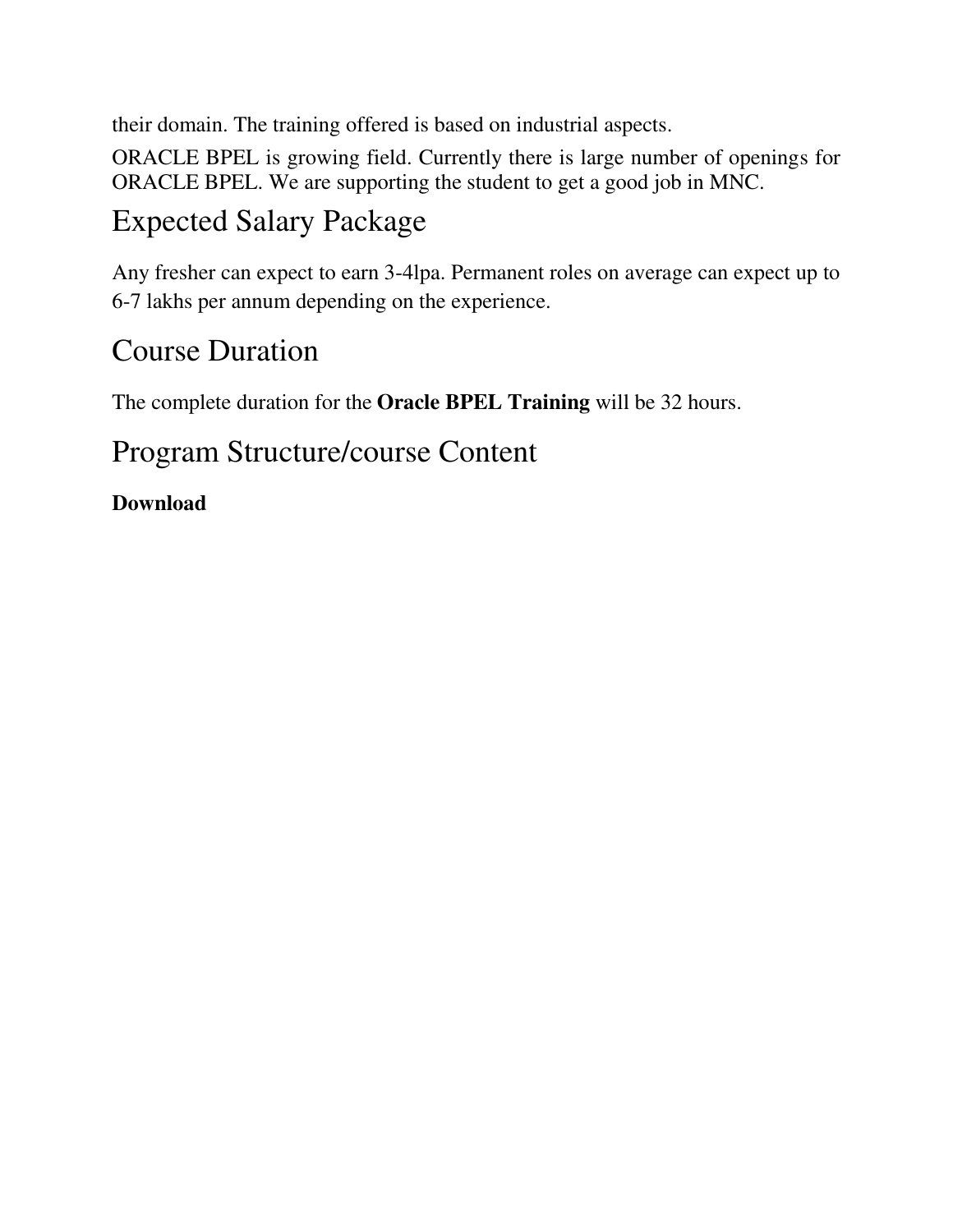their domain. The training offered is based on industrial aspects.

ORACLE BPEL is growing field. Currently there is large number of openings for ORACLE BPEL. We are supporting the student to get a good job in MNC.

## Expected Salary Package

Any fresher can expect to earn 3-4lpa. Permanent roles on average can expect up to 6-7 lakhs per annum depending on the experience.

## Course Duration

The complete duration for the **Oracle BPEL Training** will be 32 hours.

## Program Structure/course Content

**Download**